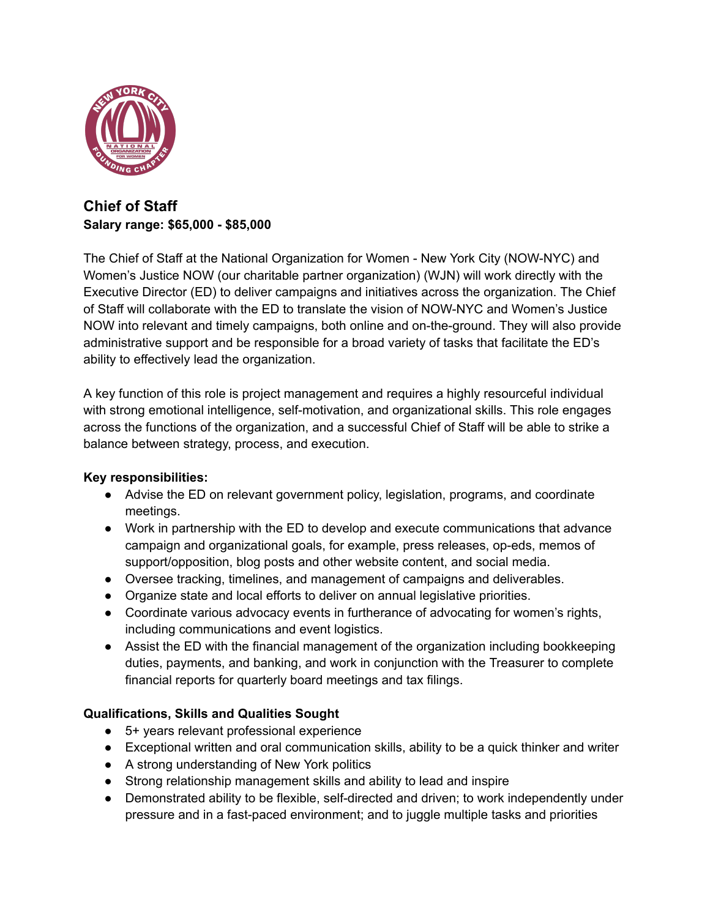## Chief of Staff

**Salary range: $65,000 - $85,000**

The Chief of Staff at the National Organization for Women - New York City (NOW-NYC) and Women's Justice NOW (our charitable partner organization) (WJN) will work directly with the Executive Director (ED) to deliver campaigns and initiatives across the organization. The Chief of Staff will collaborate with the ED to translate the vision of NOW-NYC and Women's Justice NOW into relevant and timely campaigns, both online and on-the-ground. They will also provide administrative support and be responsible for a broad variety of tasks that facilitate the ED's ability to effectively lead the organization.

A key function of this role is project management and requires a highly resourceful individual with strong emotional intelligence, self-motivation, and organizational skills. This role engages across the functions of the organization, and a successful Chief of Staff will be able to strike a balance between strategy, process, and execution.

**Key responsibilities:**

- Advise the ED on relevant government policy, legislation, programs, and coordinate meetings.
- Work in partnership with the ED to develop and execute communications that advance campaign and organizational goals, for example, press releases, op-eds, memos of support/opposition, blog posts and other website content, and social media.
- Oversee tracking, timelines, and management of campaigns and deliverables.
- Organize state and local efforts to deliver on annual legislative priorities.
- Coordinate various advocacy events in furtherance of advocating for women's rights, including communications and event logistics.
- Assist the ED with the financial management of the organization including bookkeeping duties, payments, and banking, and work in conjunction with the Treasurer to complete financial reports for quarterly board meetings and tax filings.

**Qualifications, Skills and Qualities Sought**

- 5+ years relevant professional experience
- Exceptional written and oral communication skills, ability to be a quick thinker and writer
- A strong understanding of New York politics
- Strong relationship management skills and ability to lead and inspire
- Demonstrated ability to be flexible, self-directed and driven; to work independently under pressure and in a fast-paced environment; and to juggle multiple tasks and priorities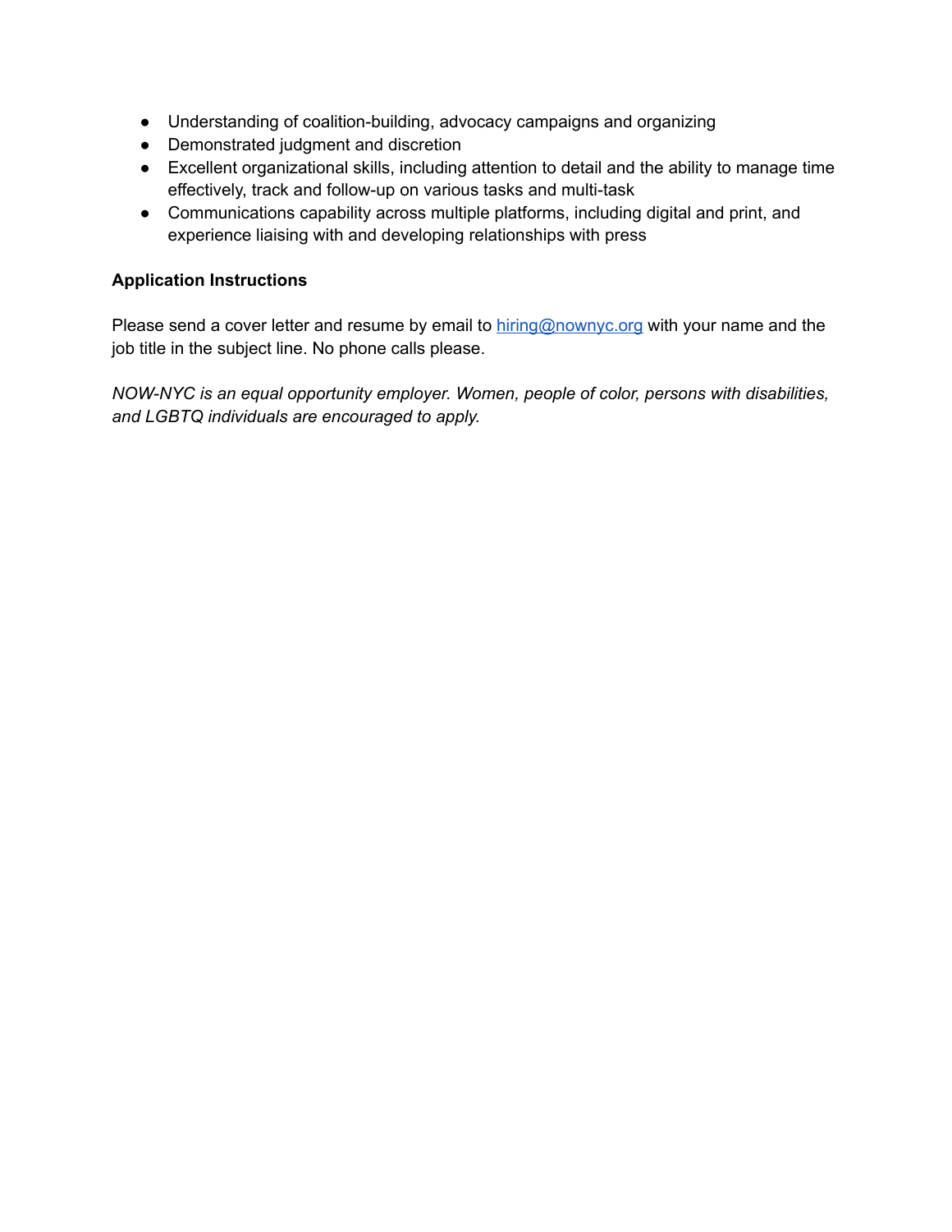- Understanding of coalition-building, advocacy campaigns and organizing
- Demonstrated judgment and discretion
- Excellent organizational skills, including attention to detail and the ability to manage time effectively, track and follow-up on various tasks and multi-task
- Communications capability across multiple platforms, including digital and print, and experience liaising with and developing relationships with press

**Application Instructions**

Please send a cover letter and resume by email to hiring@nownyc.org with your name and the job title in the subject line. No phone calls please.

*NOW-NYC is an equal opportunity employer. Women, people of color, persons with disabilities, and LGBTQ individuals are encouraged to apply.*